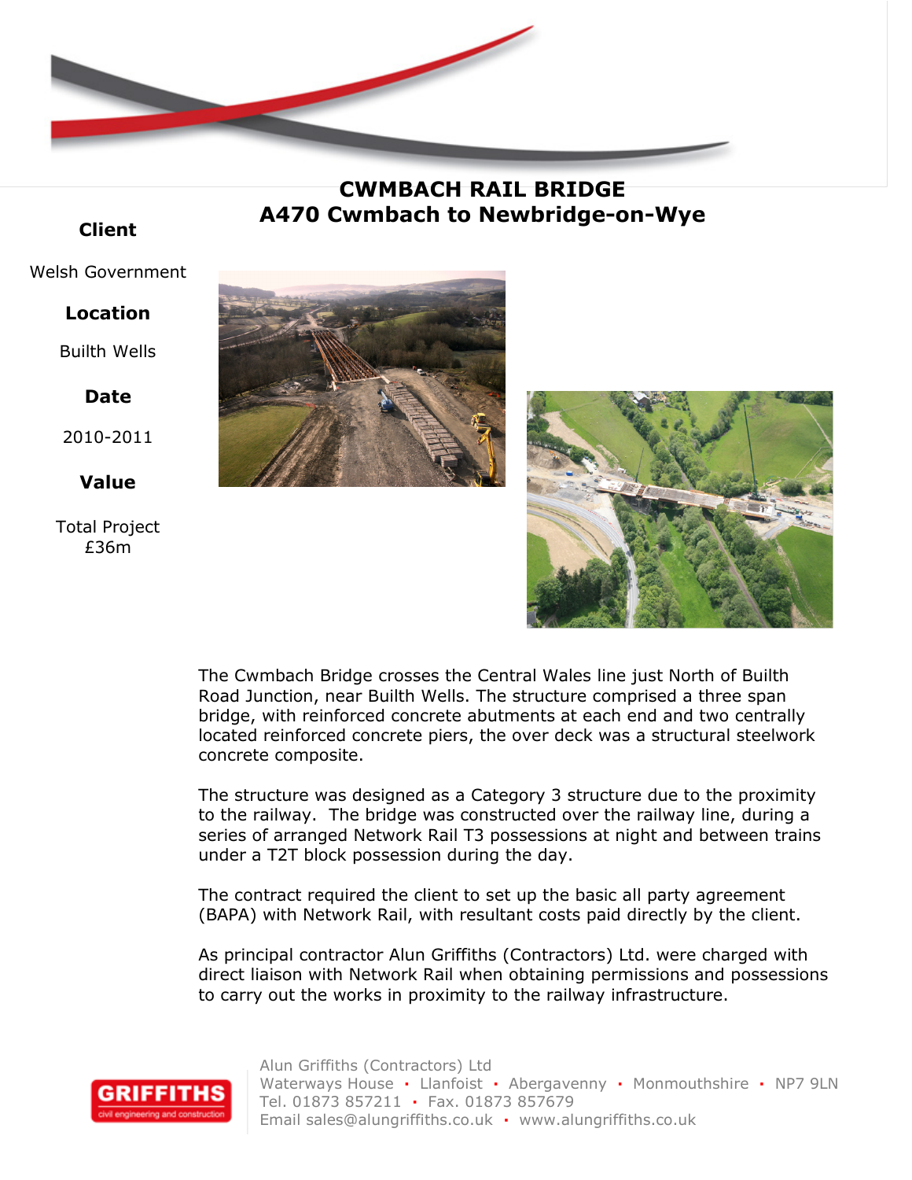# CWMBACH RAIL BRIDGE
## A470 Cwmbach to Newbridge-on-Wye

**Client**

Welsh Government

**Location**

Builth Wells

**Date**

2010-2011

**Value**

Total Project
£36m

The Cwmbach Bridge crosses the Central Wales line just North of Builth Road Junction, near Builth Wells. The structure comprised a three span bridge, with reinforced concrete abutments at each end and two centrally located reinforced concrete piers, the over deck was a structural steelwork concrete composite.

The structure was designed as a Category 3 structure due to the proximity to the railway. The bridge was constructed over the railway line, during a series of arranged Network Rail T3 possessions at night and between trains under a T2T block possession during the day.

The contract required the client to set up the basic all party agreement (BAPA) with Network Rail, with resultant costs paid directly by the client.

As principal contractor Alun Griffiths (Contractors) Ltd. were charged with direct liaison with Network Rail when obtaining permissions and possessions to carry out the works in proximity to the railway infrastructure.

Alun Griffiths (Contractors) Ltd
Waterways House • Llanfoist • Abergavenny • Monmouthshire • NP7 9LN
Tel. 01873 857211 • Fax. 01873 857679
Email sales@alungriffiths.co.uk • www.alungriffiths.co.uk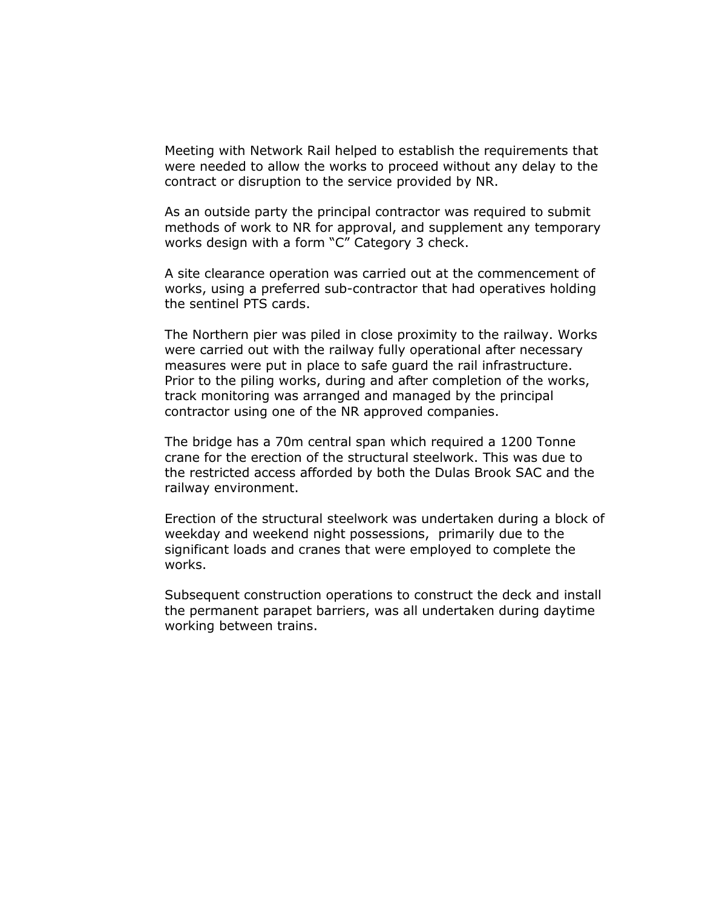Meeting with Network Rail helped to establish the requirements that were needed to allow the works to proceed without any delay to the contract or disruption to the service provided by NR.

As an outside party the principal contractor was required to submit methods of work to NR for approval, and supplement any temporary works design with a form "C" Category 3 check.

A site clearance operation was carried out at the commencement of works, using a preferred sub-contractor that had operatives holding the sentinel PTS cards.

The Northern pier was piled in close proximity to the railway. Works were carried out with the railway fully operational after necessary measures were put in place to safe guard the rail infrastructure. Prior to the piling works, during and after completion of the works, track monitoring was arranged and managed by the principal contractor using one of the NR approved companies.

The bridge has a 70m central span which required a 1200 Tonne crane for the erection of the structural steelwork. This was due to the restricted access afforded by both the Dulas Brook SAC and the railway environment.

Erection of the structural steelwork was undertaken during a block of weekday and weekend night possessions, primarily due to the significant loads and cranes that were employed to complete the works.

Subsequent construction operations to construct the deck and install the permanent parapet barriers, was all undertaken during daytime working between trains.